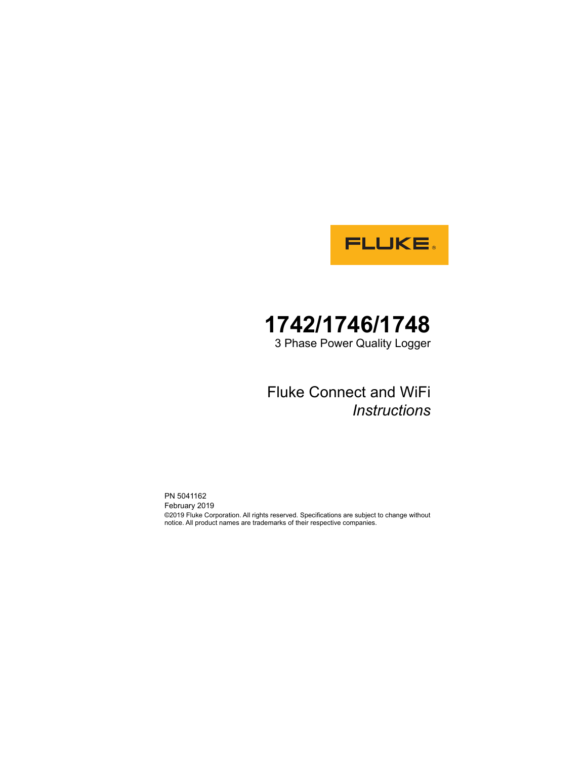FLUKE ®

# 1742/1746/1748

3 Phase Power Quality Logger

## Fluke Connect and WiFi

*Instructions*

PN 5041162
February 2019
©2019 Fluke Corporation. All rights reserved. Specifications are subject to change without notice. All product names are trademarks of their respective companies.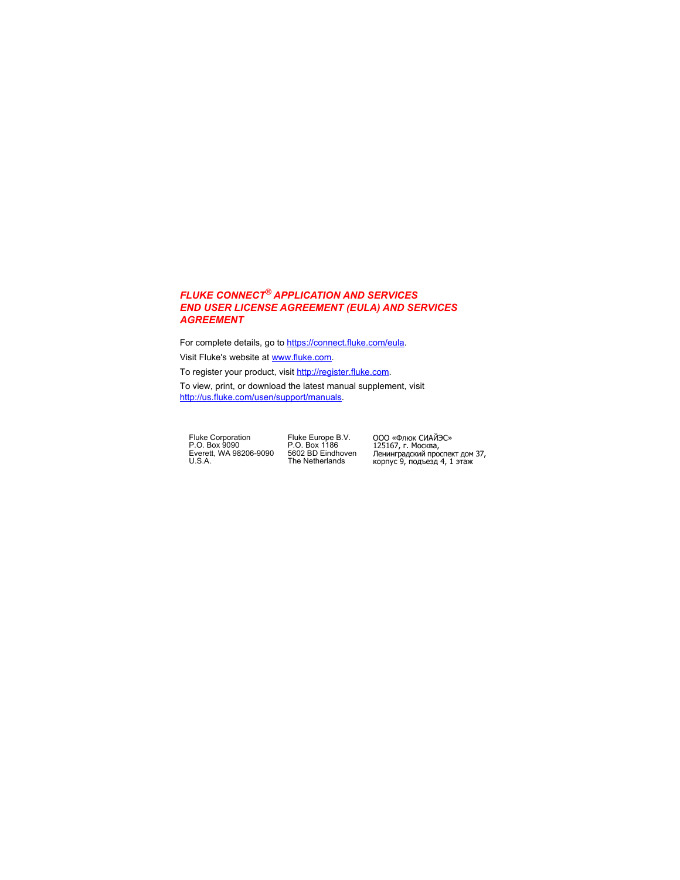## *FLUKE CONNECT® APPLICATION AND SERVICES END USER LICENSE AGREEMENT (EULA) AND SERVICES AGREEMENT*

For complete details, go to https://connect.fluke.com/eula.

Visit Fluke's website at www.fluke.com.

To register your product, visit http://register.fluke.com.

To view, print, or download the latest manual supplement, visit http://us.fluke.com/usen/support/manuals.

Fluke Corporation
P.O. Box 9090
Everett, WA 98206-9090
U.S.A.

Fluke Europe B.V.
P.O. Box 1186
5602 BD Eindhoven
The Netherlands

ООО «Флюк СИАЙЭС»
125167, г. Москва,
Ленинградский проспект дом 37,
корпус 9, подъезд 4, 1 этаж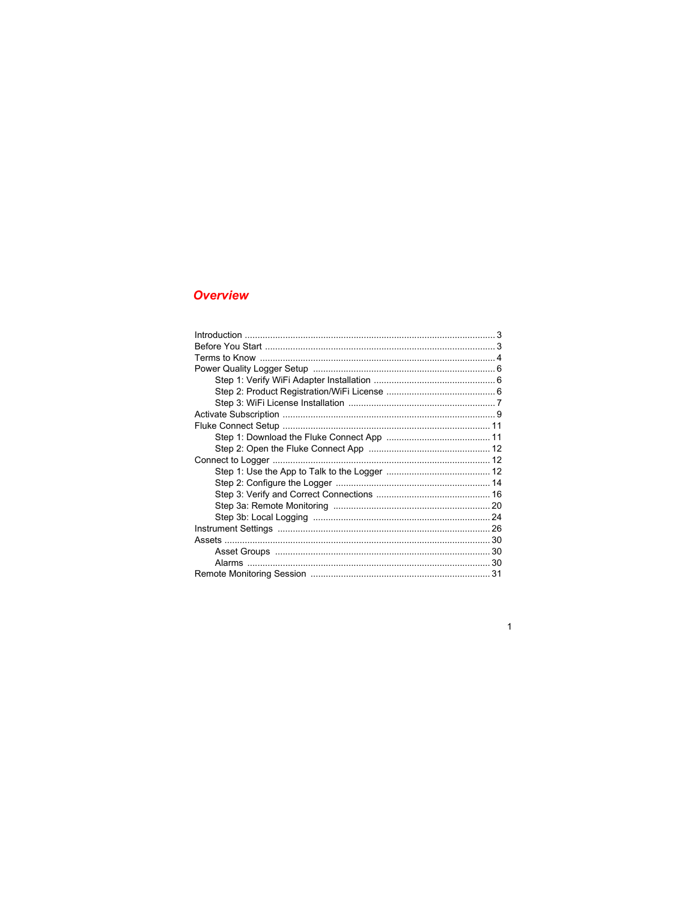## *Overview*

Introduction .......... 3
Before You Start .......... 3
Terms to Know .......... 4
Power Quality Logger Setup .......... 6
    Step 1: Verify WiFi Adapter Installation .......... 6
    Step 2: Product Registration/WiFi License .......... 6
    Step 3: WiFi License Installation .......... 7
Activate Subscription .......... 9
Fluke Connect Setup .......... 11
    Step 1: Download the Fluke Connect App .......... 11
    Step 2: Open the Fluke Connect App .......... 12
Connect to Logger .......... 12
    Step 1: Use the App to Talk to the Logger .......... 12
    Step 2: Configure the Logger .......... 14
    Step 3: Verify and Correct Connections .......... 16
    Step 3a: Remote Monitoring .......... 20
    Step 3b: Local Logging .......... 24
Instrument Settings .......... 26
Assets .......... 30
    Asset Groups .......... 30
    Alarms .......... 30
Remote Monitoring Session .......... 31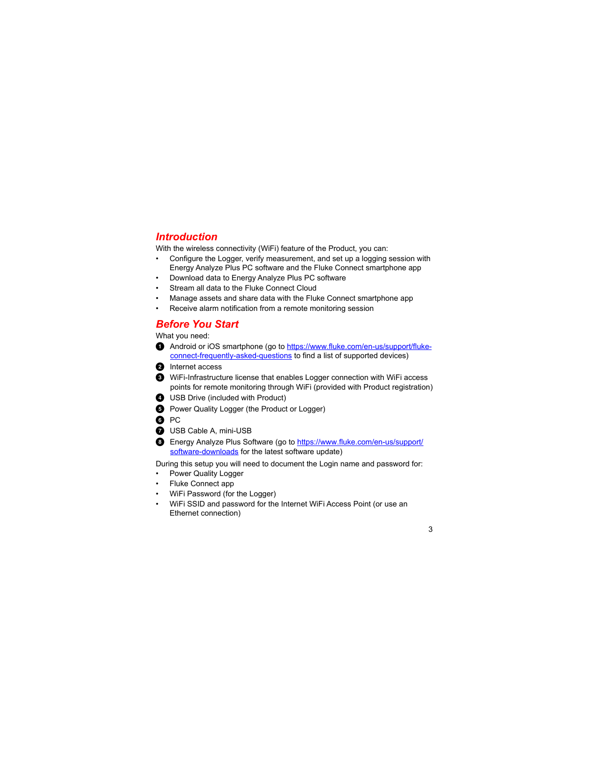## Introduction

With the wireless connectivity (WiFi) feature of the Product, you can:

- Configure the Logger, verify measurement, and set up a logging session with Energy Analyze Plus PC software and the Fluke Connect smartphone app
- Download data to Energy Analyze Plus PC software
- Stream all data to the Fluke Connect Cloud
- Manage assets and share data with the Fluke Connect smartphone app
- Receive alarm notification from a remote monitoring session

## Before You Start

What you need:

1. Android or iOS smartphone (go to [https://www.fluke.com/en-us/support/fluke-connect-frequently-asked-questions](https://www.fluke.com/en-us/support/fluke-connect-frequently-asked-questions) to find a list of supported devices)
2. Internet access
3. WiFi-Infrastructure license that enables Logger connection with WiFi access points for remote monitoring through WiFi (provided with Product registration)
4. USB Drive (included with Product)
5. Power Quality Logger (the Product or Logger)
6. PC
7. USB Cable A, mini-USB
8. Energy Analyze Plus Software (go to [https://www.fluke.com/en-us/support/software-downloads](https://www.fluke.com/en-us/support/software-downloads) for the latest software update)

During this setup you will need to document the Login name and password for:

- Power Quality Logger
- Fluke Connect app
- WiFi Password (for the Logger)
- WiFi SSID and password for the Internet WiFi Access Point (or use an Ethernet connection)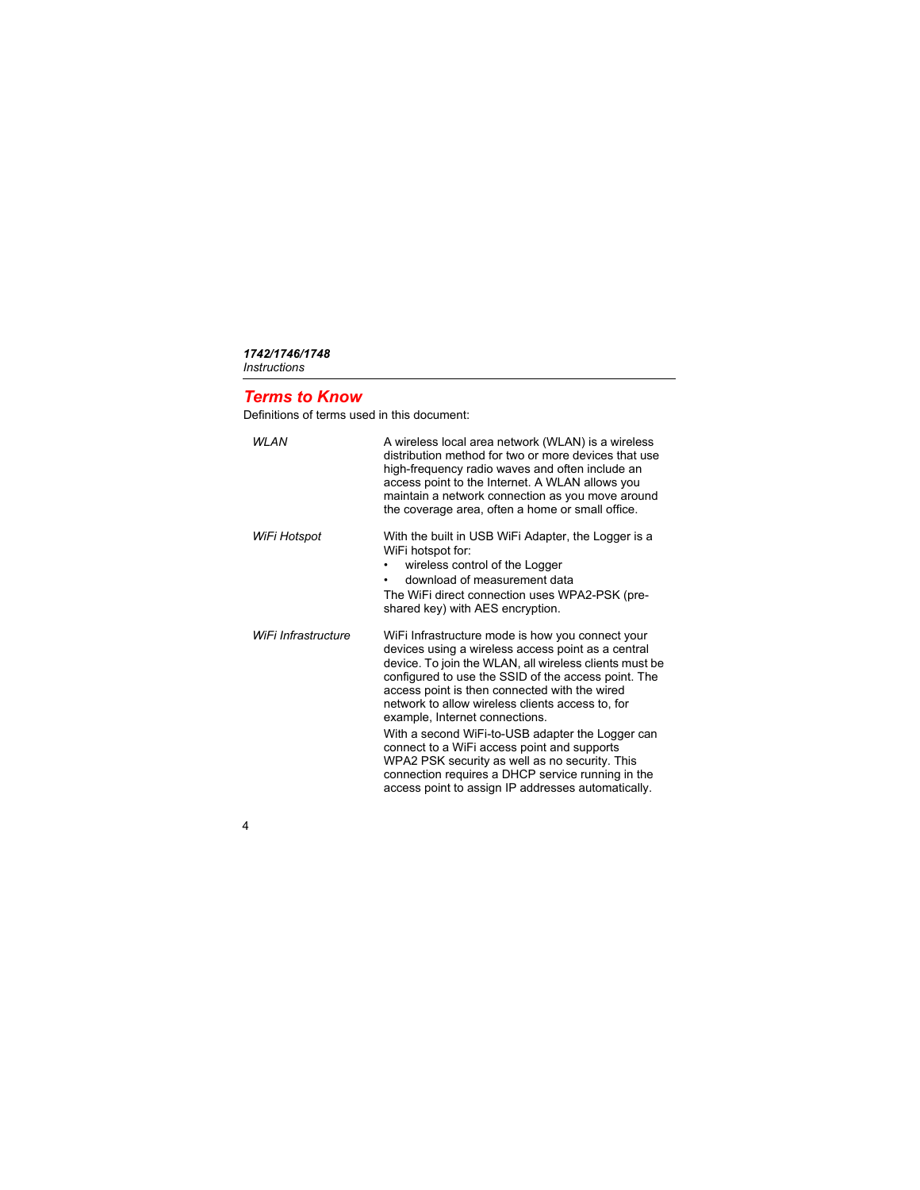## Terms to Know

Definitions of terms used in this document:

| | |
|---|---|
| *WLAN* | A wireless local area network (WLAN) is a wireless distribution method for two or more devices that use high-frequency radio waves and often include an access point to the Internet. A WLAN allows you maintain a network connection as you move around the coverage area, often a home or small office. |
| *WiFi Hotspot* | With the built in USB WiFi Adapter, the Logger is a WiFi hotspot for:<br>• wireless control of the Logger<br>• download of measurement data<br>The WiFi direct connection uses WPA2-PSK (pre-shared key) with AES encryption. |
| *WiFi Infrastructure* | WiFi Infrastructure mode is how you connect your devices using a wireless access point as a central device. To join the WLAN, all wireless clients must be configured to use the SSID of the access point. The access point is then connected with the wired network to allow wireless clients access to, for example, Internet connections.<br>With a second WiFi-to-USB adapter the Logger can connect to a WiFi access point and supports WPA2 PSK security as well as no security. This connection requires a DHCP service running in the access point to assign IP addresses automatically. |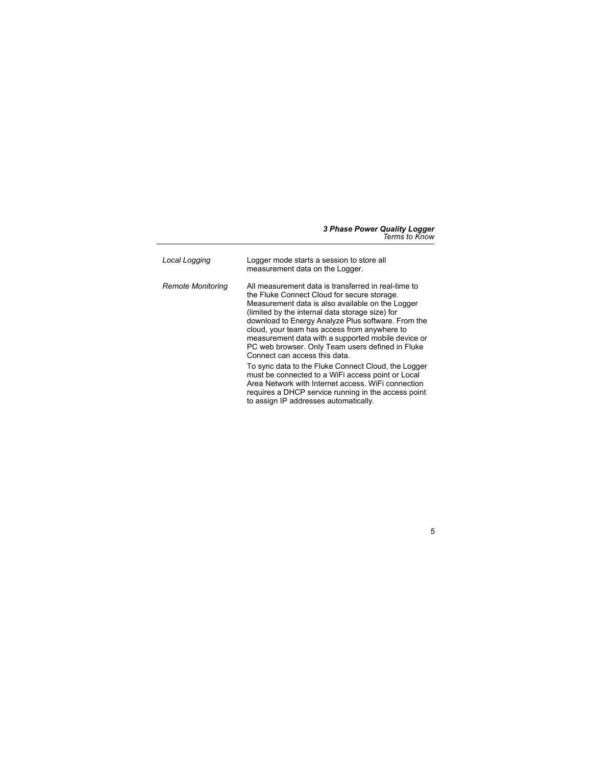| | |
|---|---|
| *Local Logging* | Logger mode starts a session to store all measurement data on the Logger. |
| *Remote Monitoring* | All measurement data is transferred in real-time to the Fluke Connect Cloud for secure storage. Measurement data is also available on the Logger (limited by the internal data storage size) for download to Energy Analyze Plus software. From the cloud, your team has access from anywhere to measurement data with a supported mobile device or PC web browser. Only Team users defined in Fluke Connect can access this data.<br><br>To sync data to the Fluke Connect Cloud, the Logger must be connected to a WiFi access point or Local Area Network with Internet access. WiFi connection requires a DHCP service running in the access point to assign IP addresses automatically. |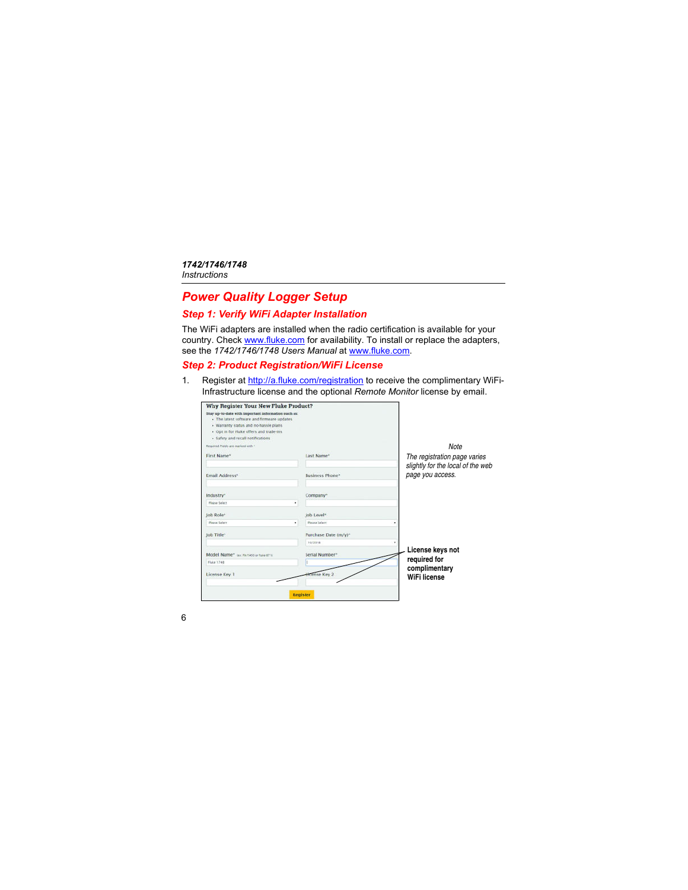# Power Quality Logger Setup

## Step 1: Verify WiFi Adapter Installation

The WiFi adapters are installed when the radio certification is available for your country. Check www.fluke.com for availability. To install or replace the adapters, see the *1742/1746/1748 Users Manual* at www.fluke.com.

## Step 2: Product Registration/WiFi License

1. Register at http://a.fluke.com/registration to receive the complimentary WiFi-Infrastructure license and the optional *Remote Monitor* license by email.

**Why Register Your New Fluke Product?**

Stay up-to-date with important information such as:

- The latest software and firmware updates
- Warranty status and no-hassle plans
- Opt in for Fluke offers and trade-ins
- Safety and recall notifications

Required fields are marked with *

| | |
|---|---|
| First Name* | Last Name* |
| Email Address* | Business Phone* |
| Industry* (Please Select) | Company* |
| Job Role* (Please Select) | Job Level* (Please Select) |
| Job Title* | Purchase Date (m/y)* (10/2018) |
| Model Name* (ex: Fluke 1748) | Serial Number* |
| License Key 1 | License Key 2 |

Register

**License keys not required for complimentary WiFi license**

*Note*

*The registration page varies slightly for the local of the web page you access.*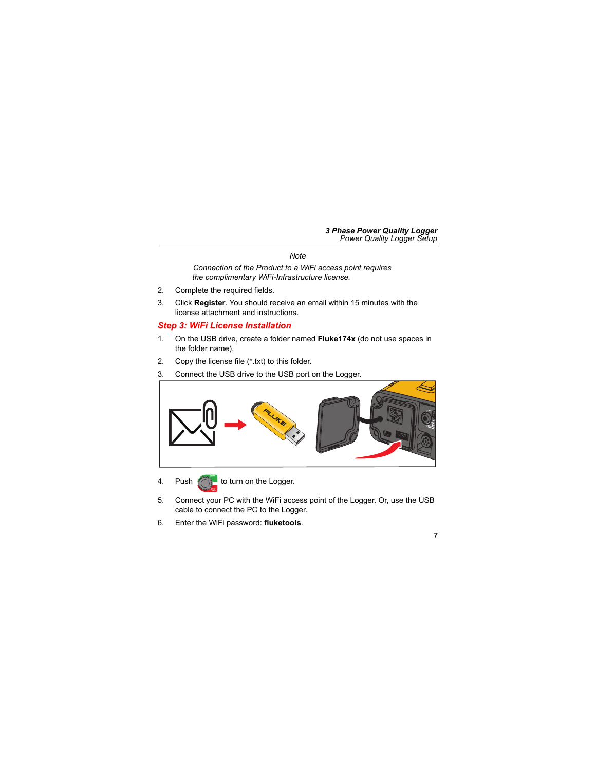*Note*

*Connection of the Product to a WiFi access point requires the complimentary WiFi-Infrastructure license.*

2. Complete the required fields.
3. Click **Register**. You should receive an email within 15 minutes with the license attachment and instructions.

### Step 3: WiFi License Installation

1. On the USB drive, create a folder named **Fluke174x** (do not use spaces in the folder name).
2. Copy the license file (*.txt) to this folder.
3. Connect the USB drive to the USB port on the Logger.
4. Push to turn on the Logger.
5. Connect your PC with the WiFi access point of the Logger. Or, use the USB cable to connect the PC to the Logger.
6. Enter the WiFi password: **fluketools**.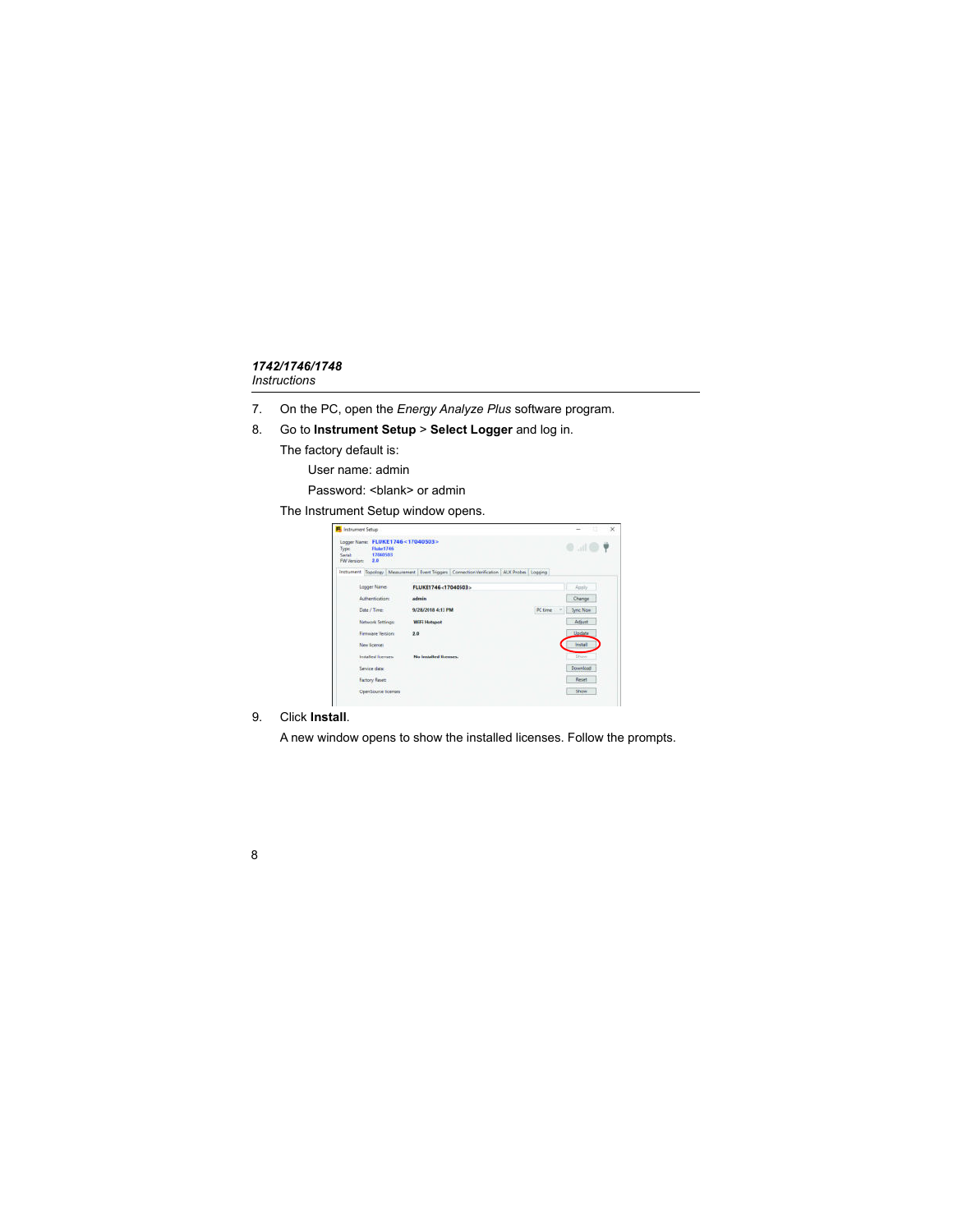7. On the PC, open the *Energy Analyze Plus* software program.
8. Go to **Instrument Setup** > **Select Logger** and log in.

   The factory default is:

   User name: admin

   Password: <blank> or admin

   The Instrument Setup window opens.

9. Click **Install**.

   A new window opens to show the installed licenses. Follow the prompts.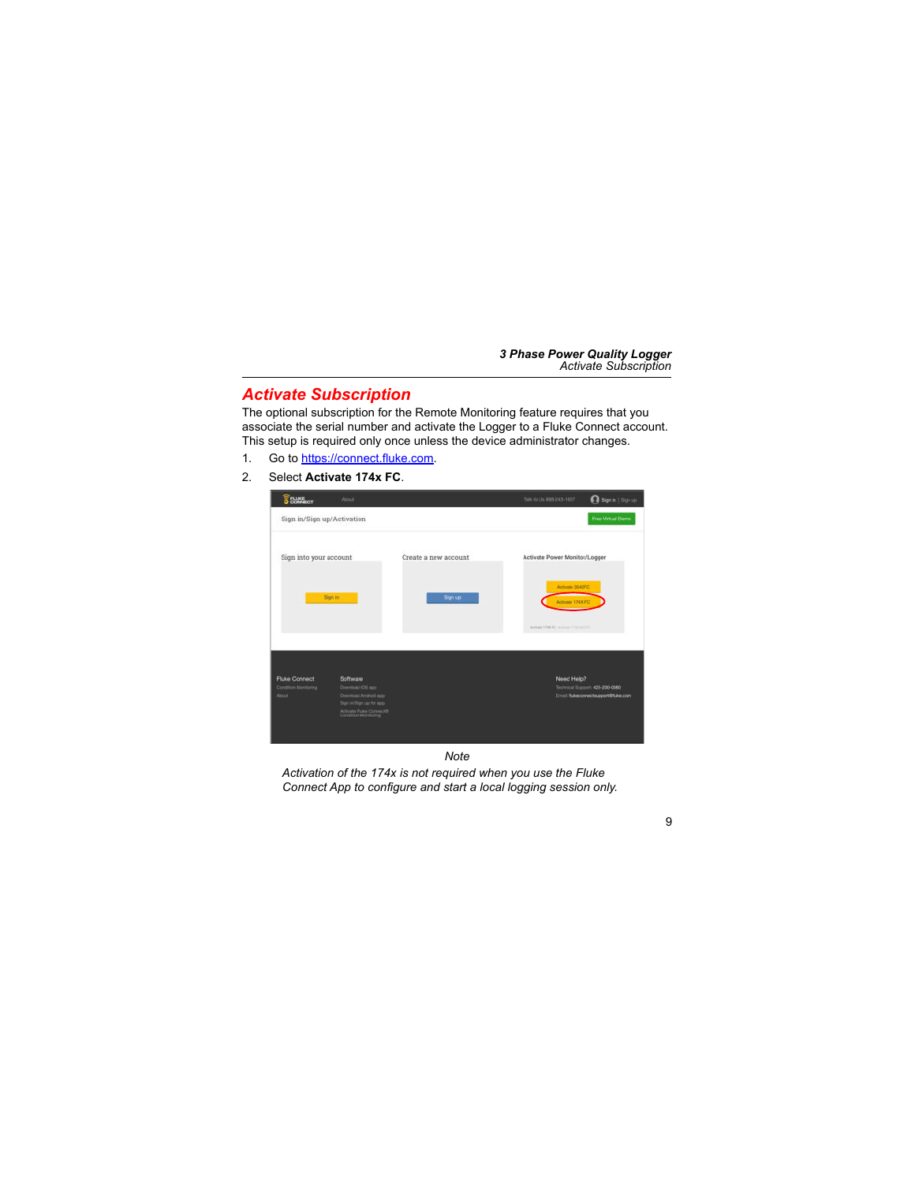## Activate Subscription

The optional subscription for the Remote Monitoring feature requires that you associate the serial number and activate the Logger to a Fluke Connect account. This setup is required only once unless the device administrator changes.

1. Go to https://connect.fluke.com.
2. Select **Activate 174x FC**.

*Note*

*Activation of the 174x is not required when you use the Fluke Connect App to configure and start a local logging session only.*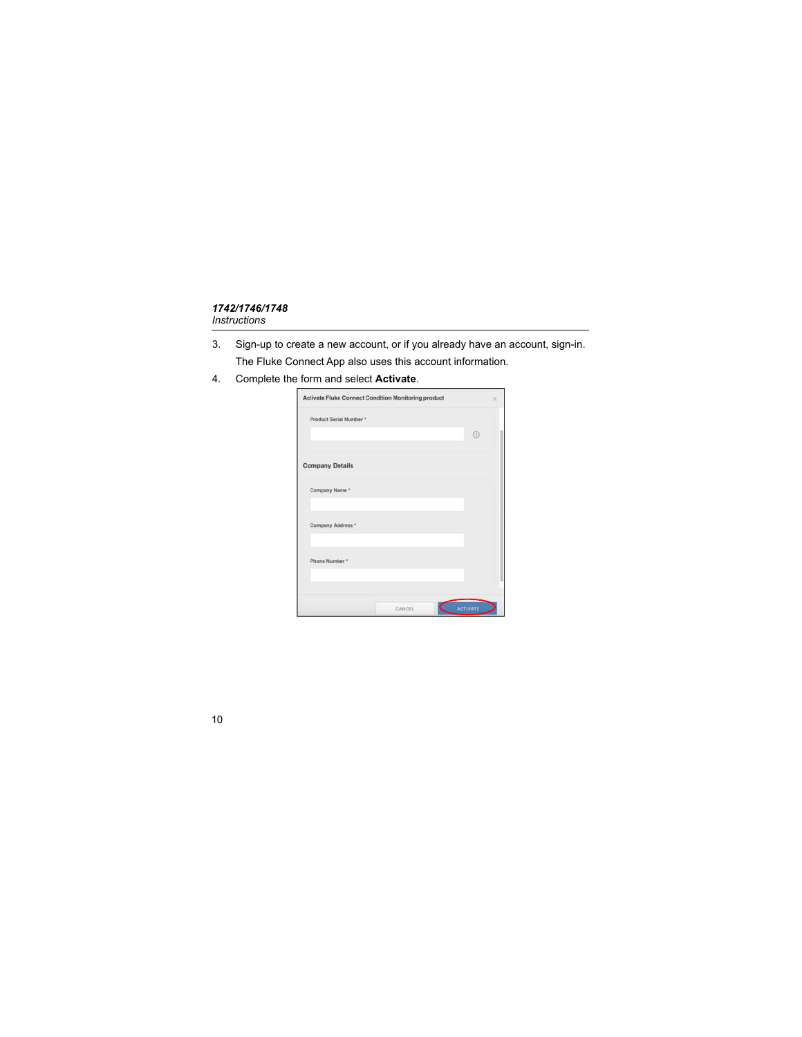3. Sign-up to create a new account, or if you already have an account, sign-in. The Fluke Connect App also uses this account information.
4. Complete the form and select **Activate**.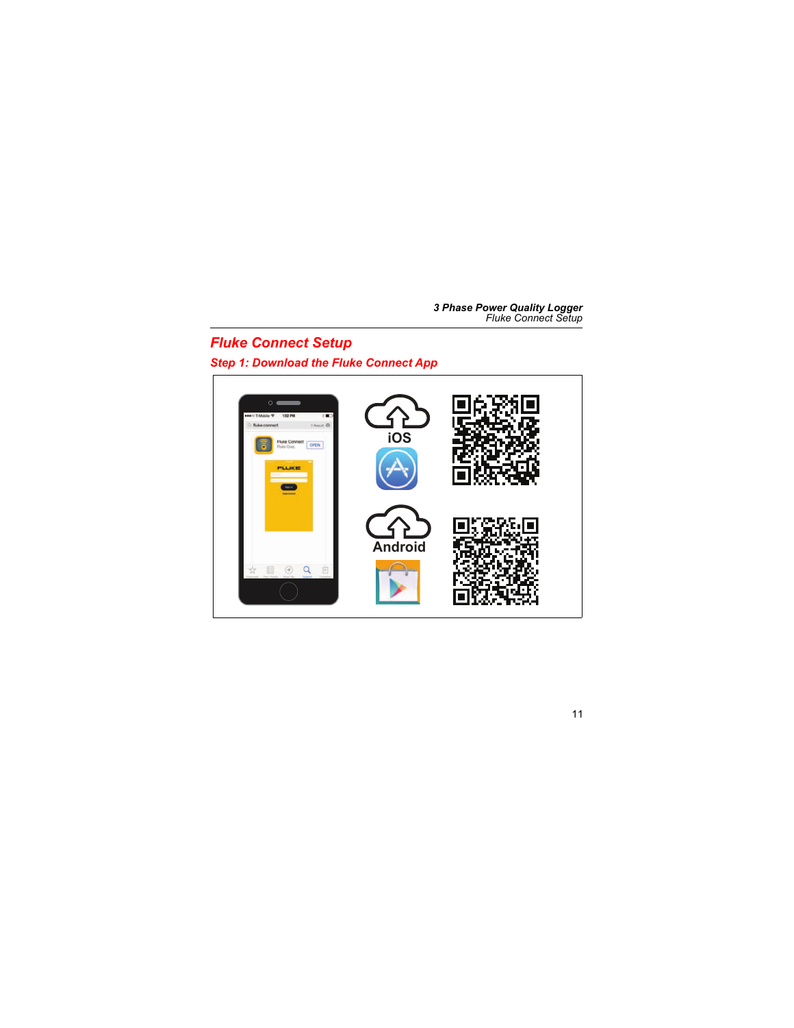## Fluke Connect Setup

### Step 1: Download the Fluke Connect App

iOS

Android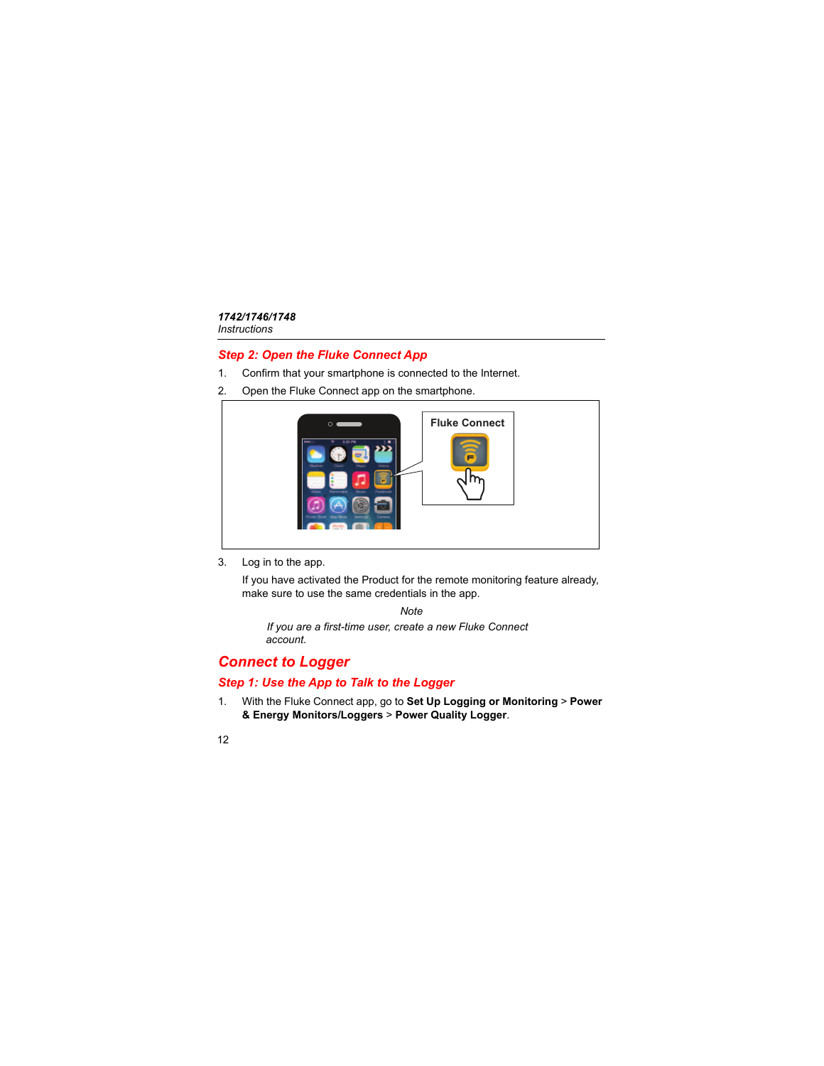### Step 2: Open the Fluke Connect App

1. Confirm that your smartphone is connected to the Internet.
2. Open the Fluke Connect app on the smartphone.
3. Log in to the app.

   If you have activated the Product for the remote monitoring feature already, make sure to use the same credentials in the app.

   *Note*

   *If you are a first-time user, create a new Fluke Connect account.*

## Connect to Logger

### Step 1: Use the App to Talk to the Logger

1. With the Fluke Connect app, go to **Set Up Logging or Monitoring** > **Power & Energy Monitors/Loggers** > **Power Quality Logger**.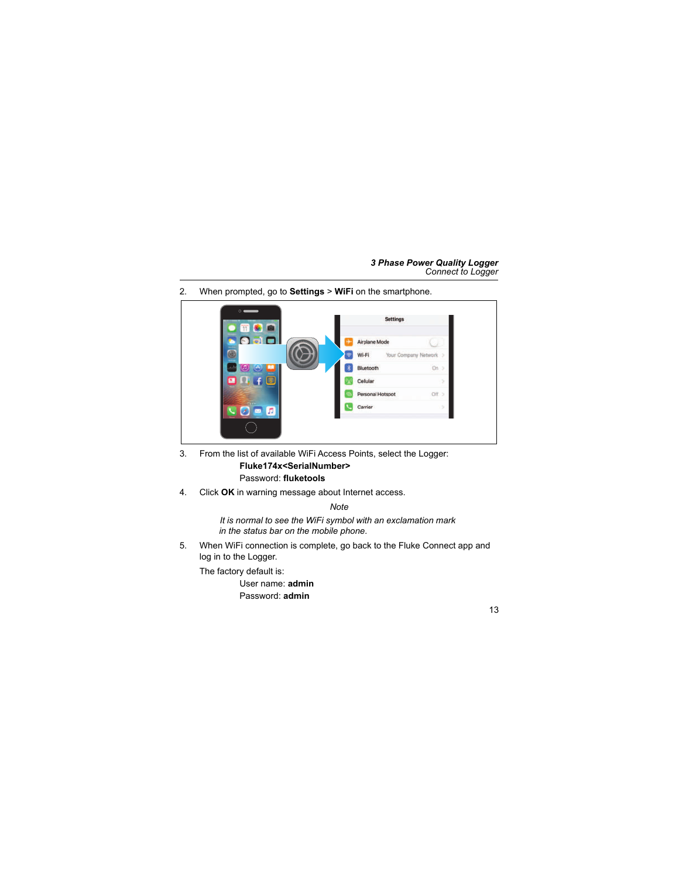2. When prompted, go to **Settings** > **WiFi** on the smartphone.

3. From the list of available WiFi Access Points, select the Logger:

   **Fluke174x<SerialNumber>**

   Password: **fluketools**

4. Click **OK** in warning message about Internet access.

   *Note*

   *It is normal to see the WiFi symbol with an exclamation mark in the status bar on the mobile phone.*

5. When WiFi connection is complete, go back to the Fluke Connect app and log in to the Logger.

   The factory default is:

   User name: **admin**

   Password: **admin**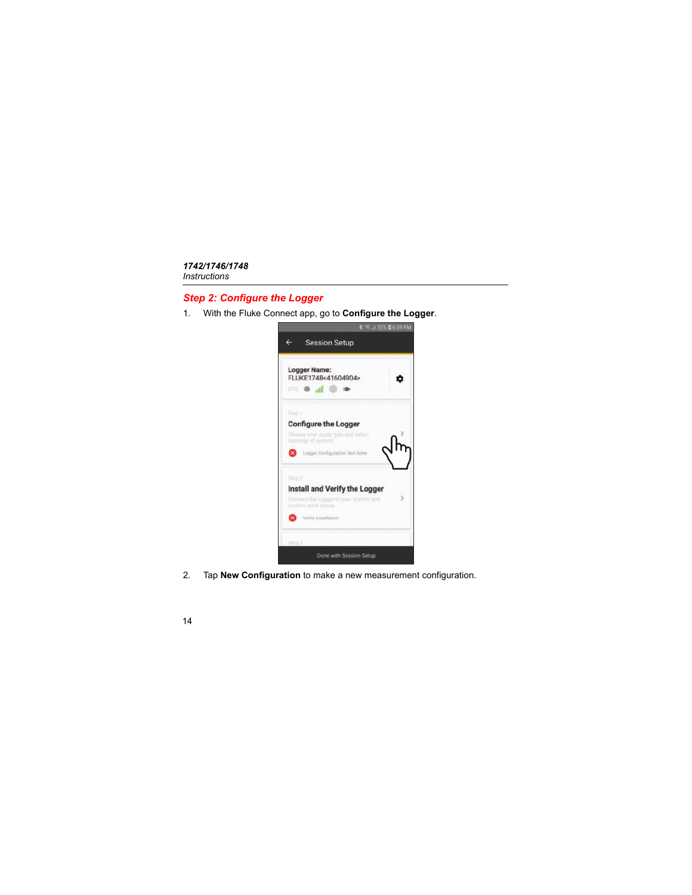## Step 2: Configure the Logger

1. With the Fluke Connect app, go to **Configure the Logger**.

2. Tap **New Configuration** to make a new measurement configuration.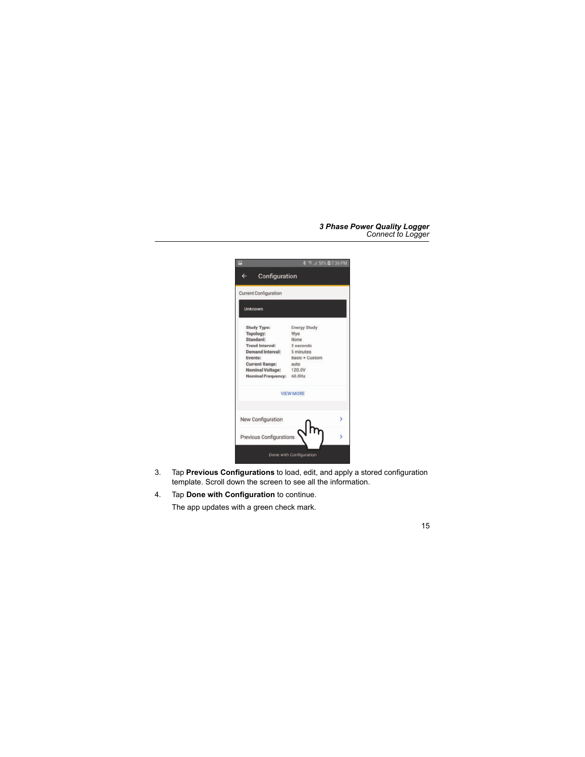3. Tap **Previous Configurations** to load, edit, and apply a stored configuration template. Scroll down the screen to see all the information.
4. Tap **Done with Configuration** to continue.

   The app updates with a green check mark.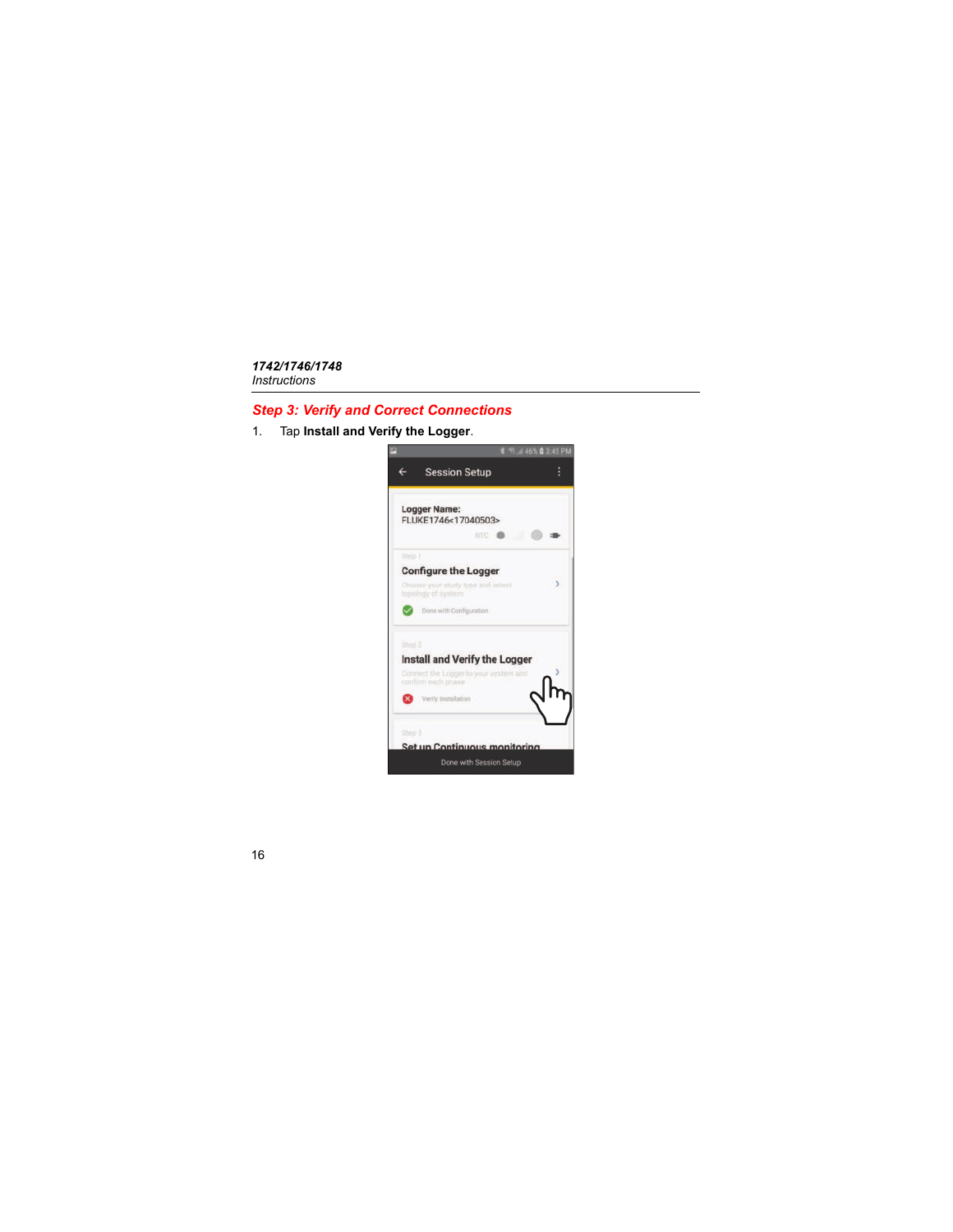## Step 3: Verify and Correct Connections

1. Tap **Install and Verify the Logger**.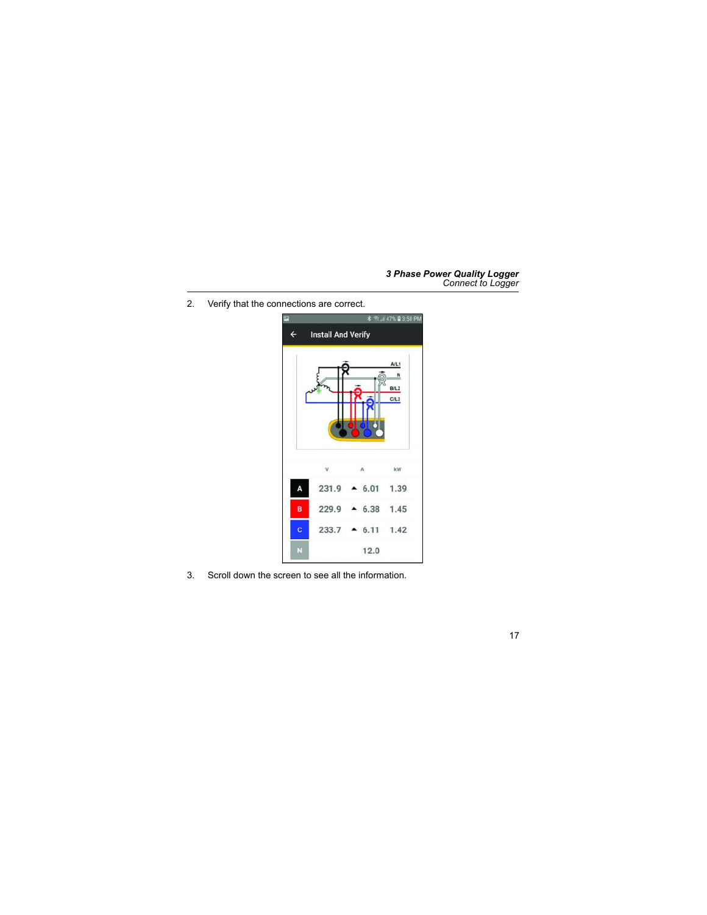2. Verify that the connections are correct.

3. Scroll down the screen to see all the information.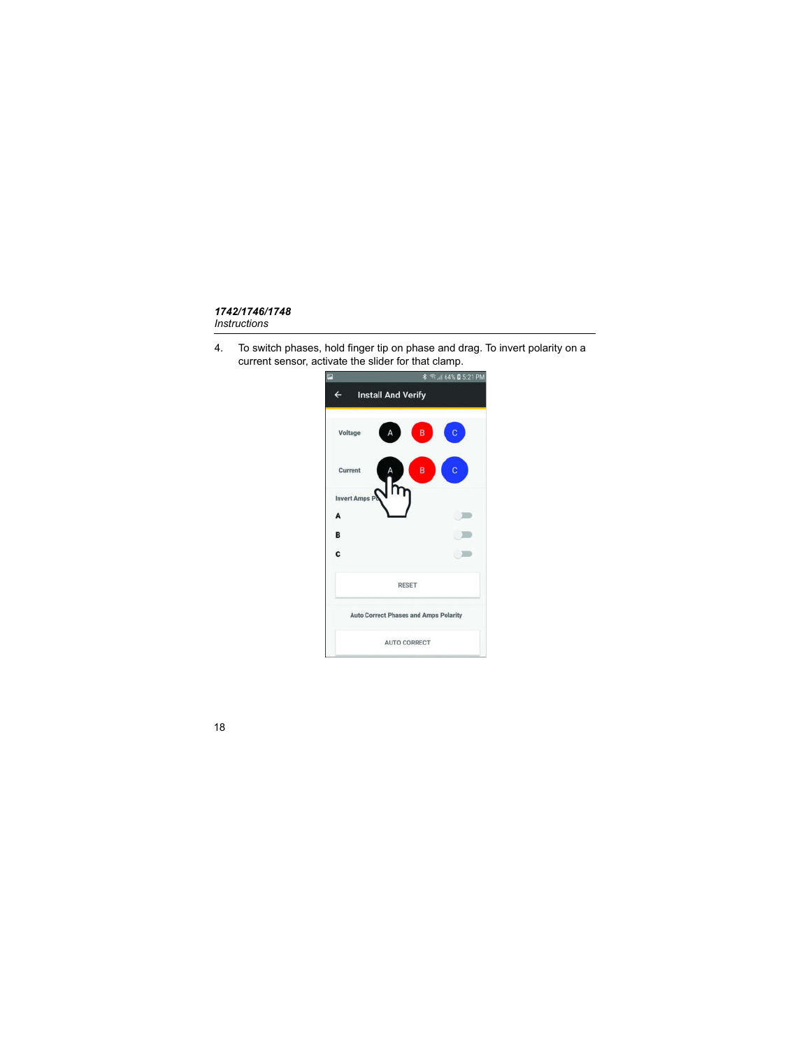4. To switch phases, hold finger tip on phase and drag. To invert polarity on a current sensor, activate the slider for that clamp.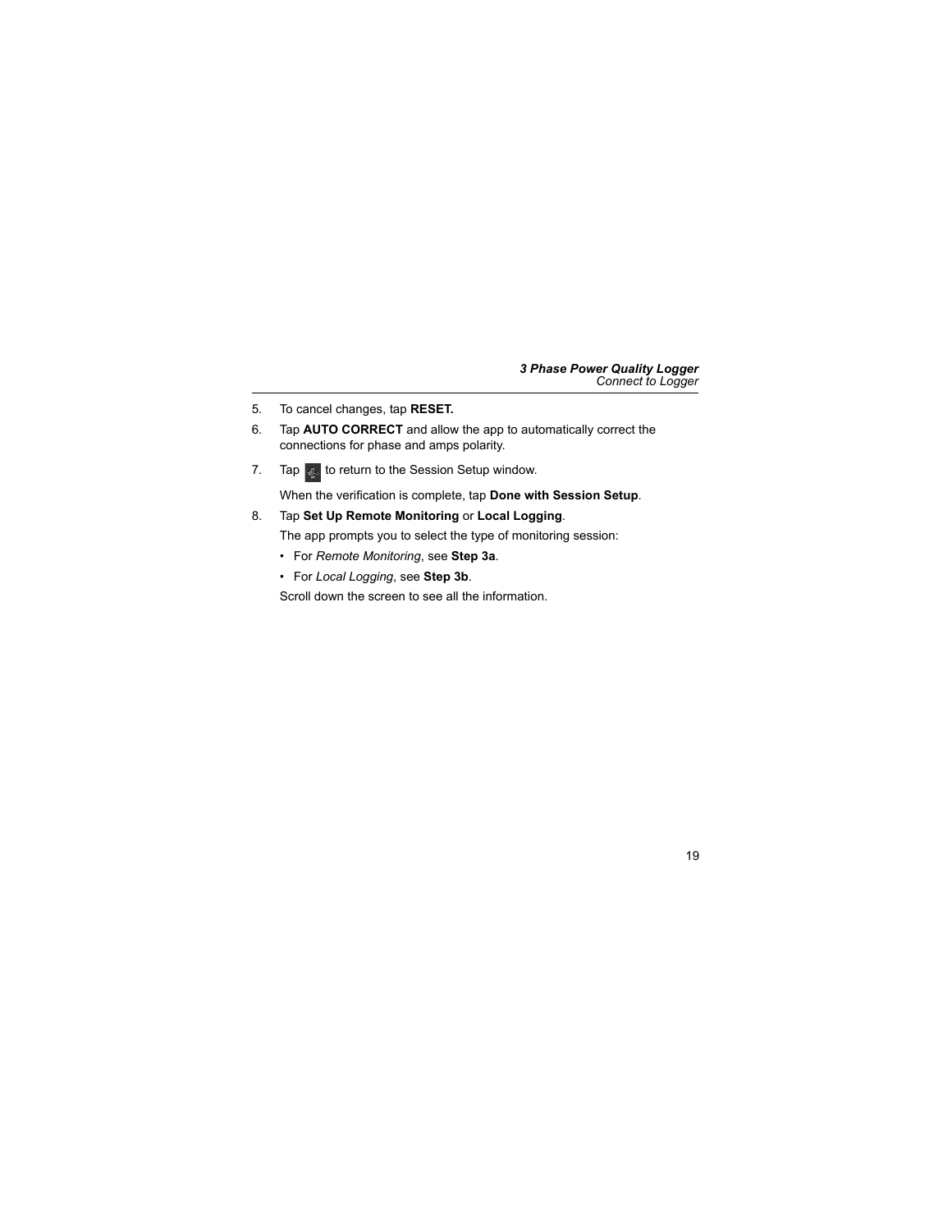5. To cancel changes, tap **RESET.**
6. Tap **AUTO CORRECT** and allow the app to automatically correct the connections for phase and amps polarity.
7. Tap  to return to the Session Setup window.

   When the verification is complete, tap **Done with Session Setup**.
8. Tap **Set Up Remote Monitoring** or **Local Logging**.

   The app prompts you to select the type of monitoring session:

   - For *Remote Monitoring*, see **Step 3a**.
   - For *Local Logging*, see **Step 3b**.

   Scroll down the screen to see all the information.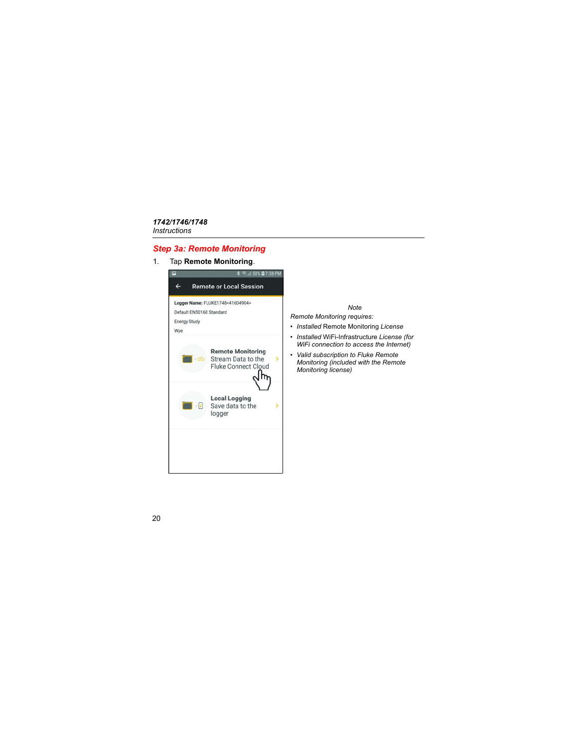### *Step 3a: Remote Monitoring*

1. Tap **Remote Monitoring**.

*Note*

*Remote Monitoring requires:*

- *Installed* Remote Monitoring *License*
- *Installed* WiFi-Infrastructure *License (for WiFi connection to access the Internet)*
- *Valid subscription to Fluke Remote Monitoring (included with the Remote Monitoring license)*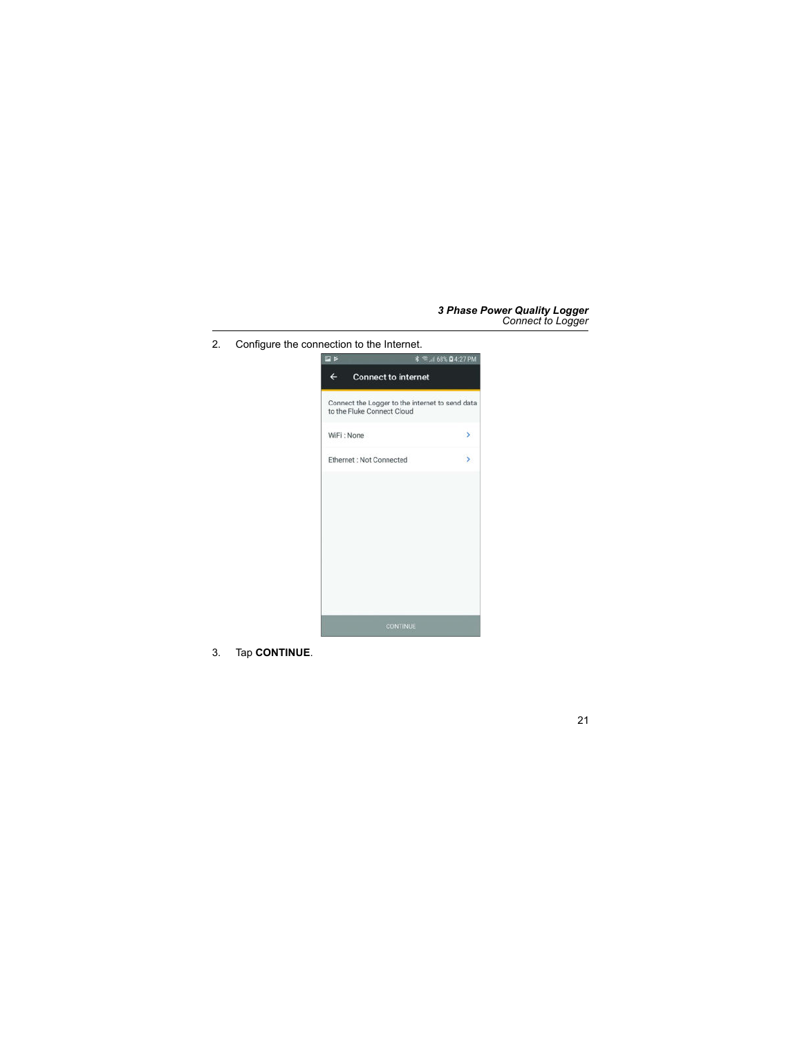2. Configure the connection to the Internet.

3. Tap **CONTINUE**.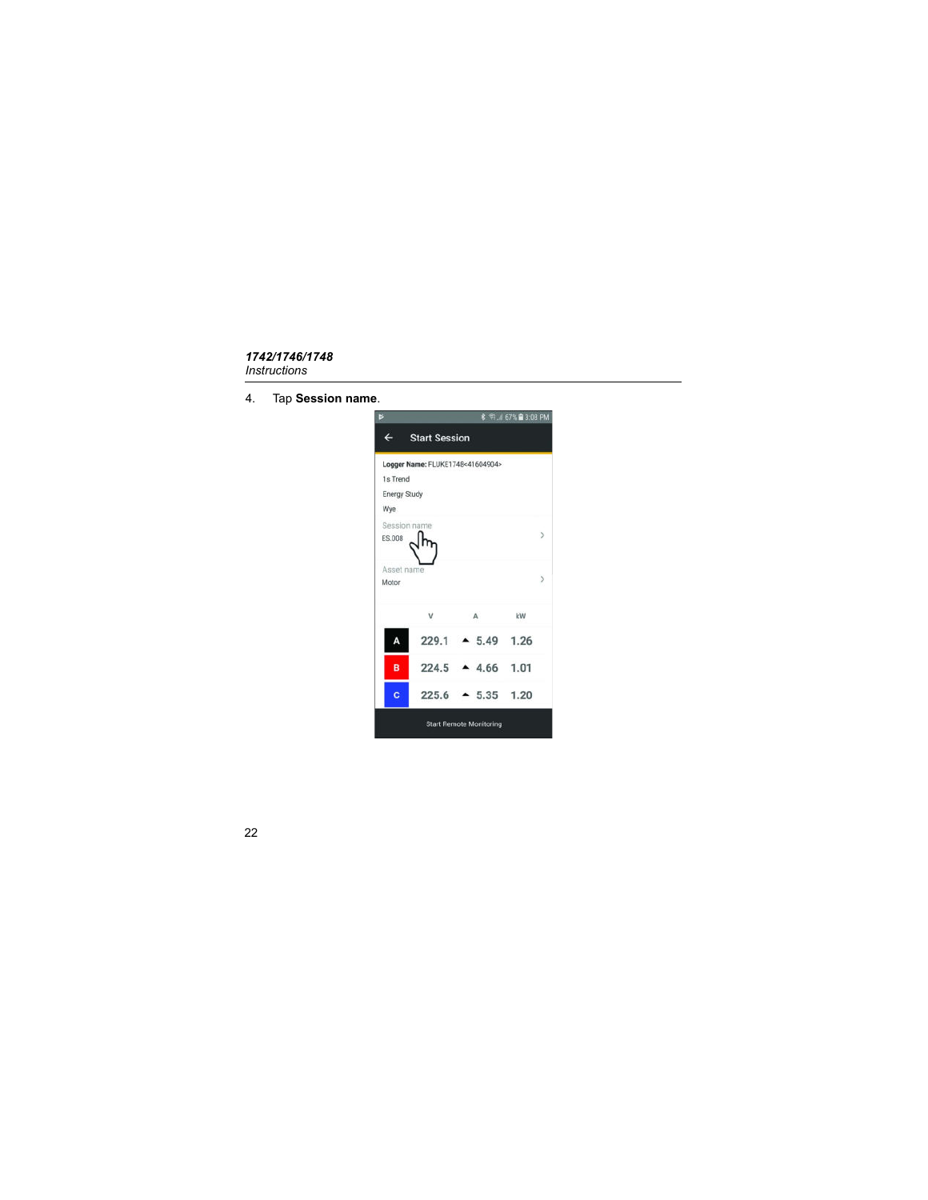4. Tap **Session name**.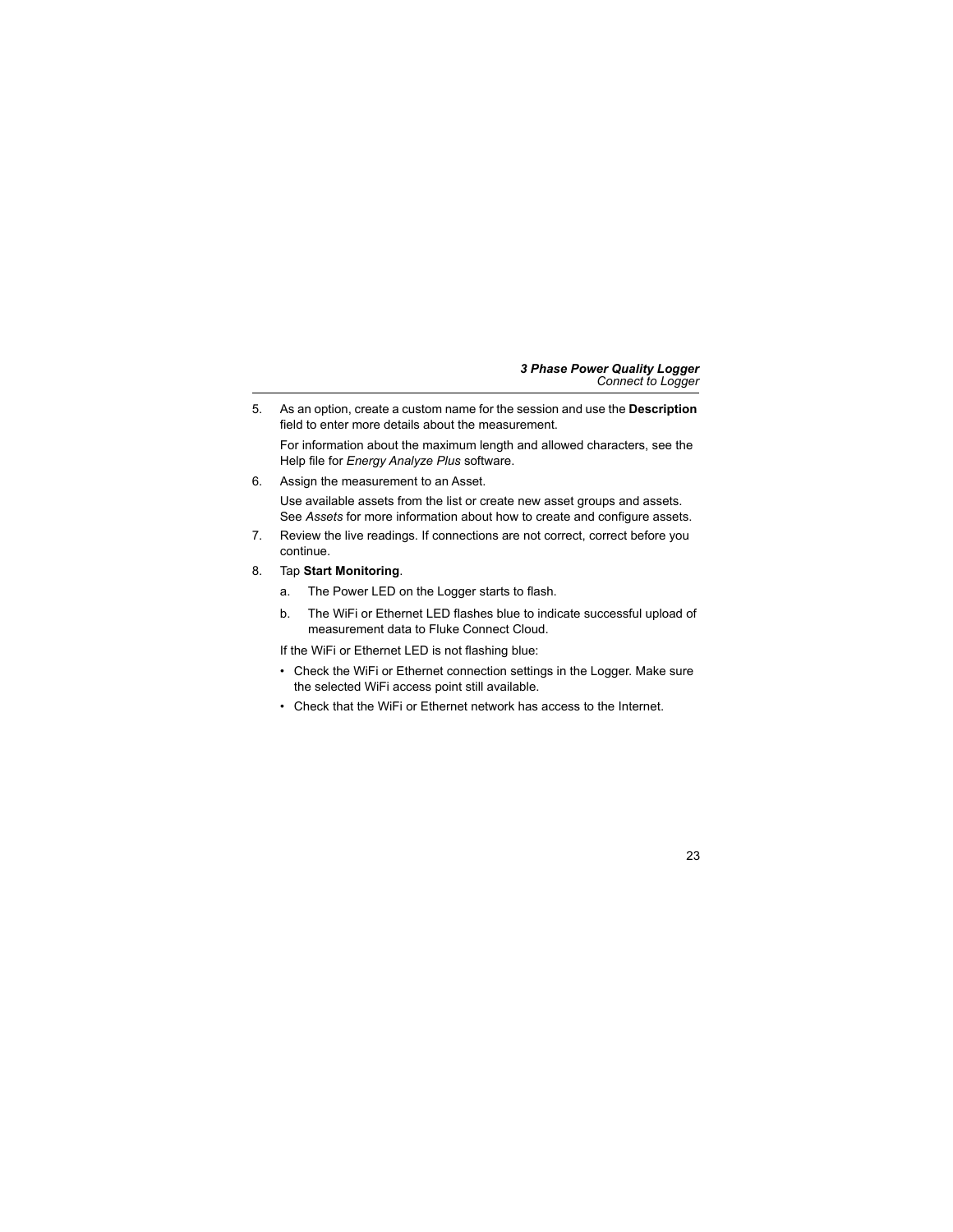5. As an option, create a custom name for the session and use the **Description** field to enter more details about the measurement.

   For information about the maximum length and allowed characters, see the Help file for *Energy Analyze Plus* software.

6. Assign the measurement to an Asset.

   Use available assets from the list or create new asset groups and assets. See *Assets* for more information about how to create and configure assets.

7. Review the live readings. If connections are not correct, correct before you continue.

8. Tap **Start Monitoring**.

   a. The Power LED on the Logger starts to flash.

   b. The WiFi or Ethernet LED flashes blue to indicate successful upload of measurement data to Fluke Connect Cloud.

   If the WiFi or Ethernet LED is not flashing blue:

   - Check the WiFi or Ethernet connection settings in the Logger. Make sure the selected WiFi access point still available.
   - Check that the WiFi or Ethernet network has access to the Internet.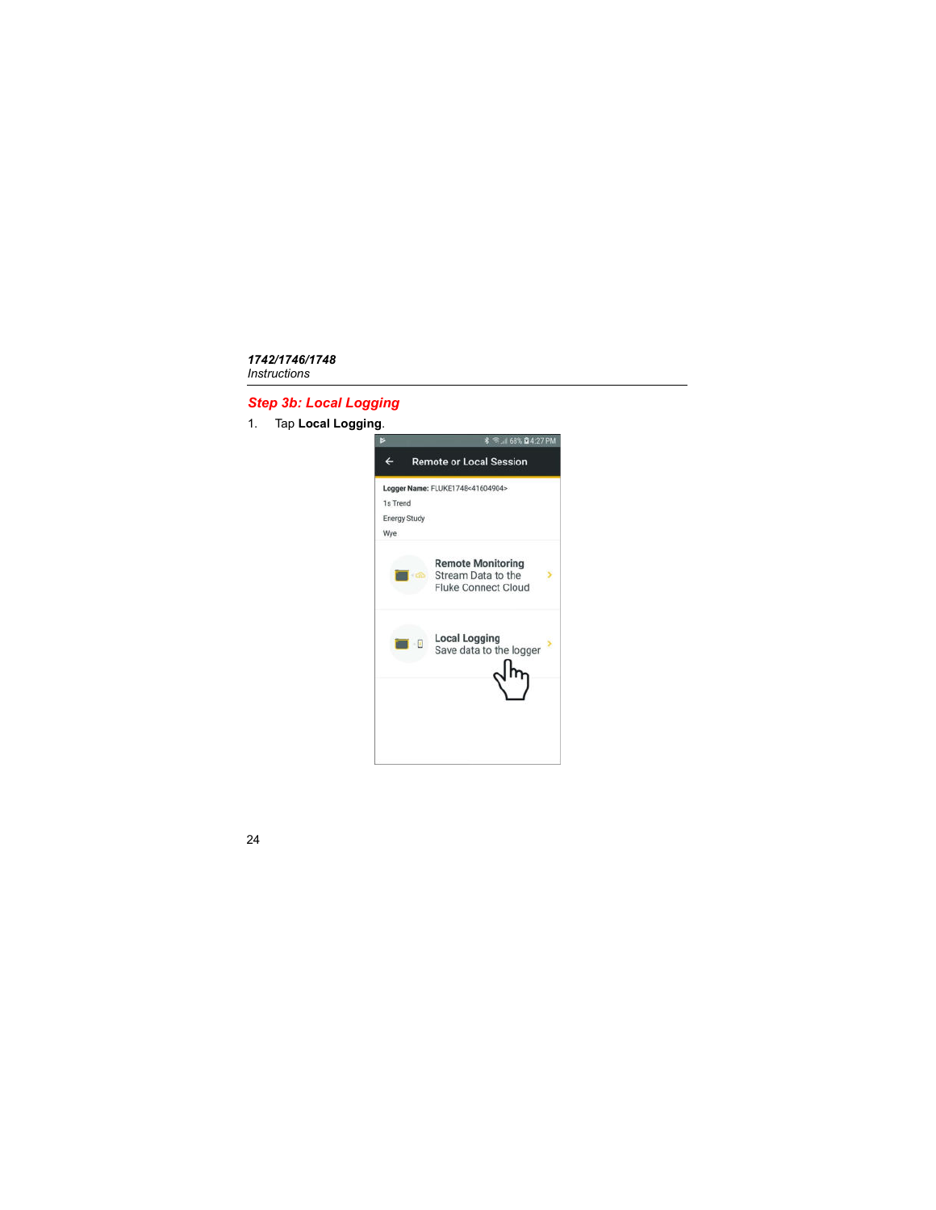## Step 3b: Local Logging

1. Tap **Local Logging**.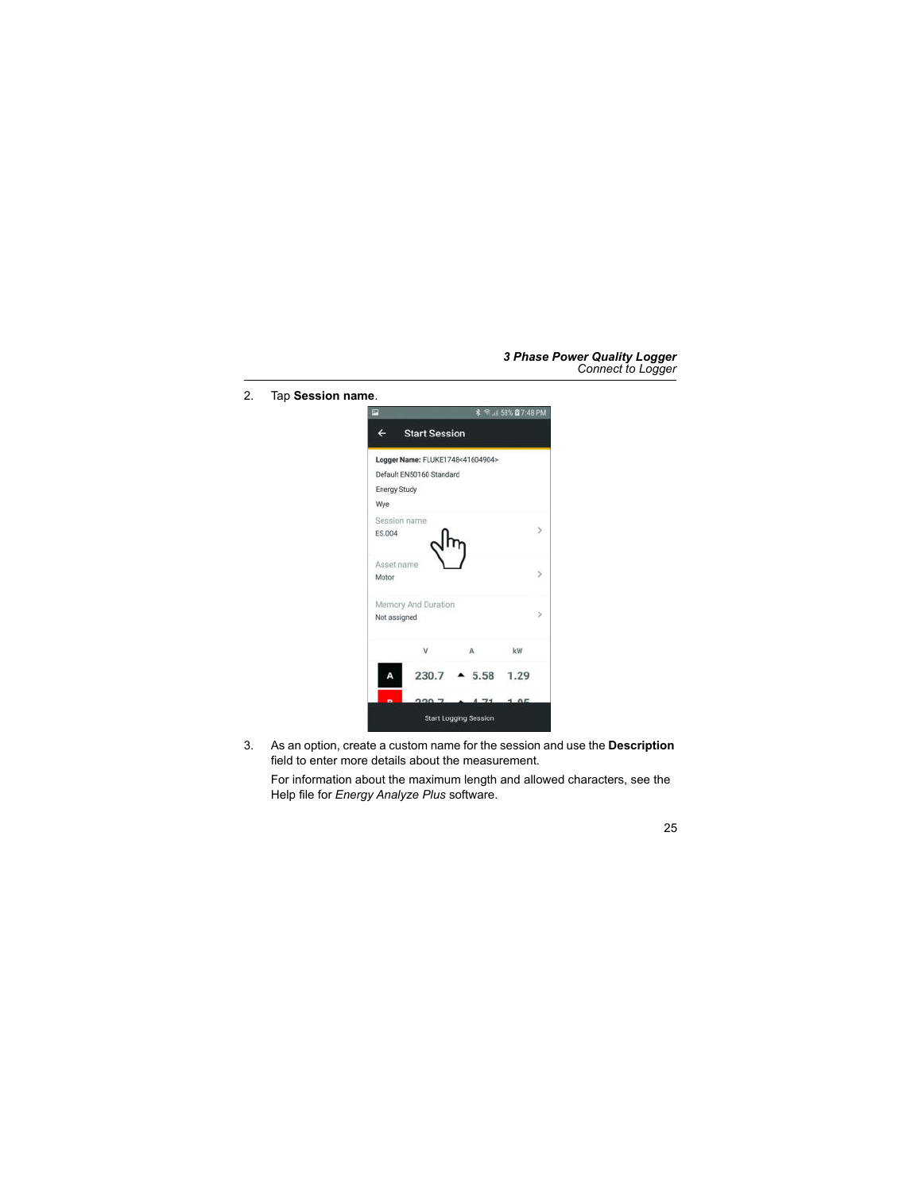2. Tap **Session name**.

3. As an option, create a custom name for the session and use the **Description** field to enter more details about the measurement.

   For information about the maximum length and allowed characters, see the Help file for *Energy Analyze Plus* software.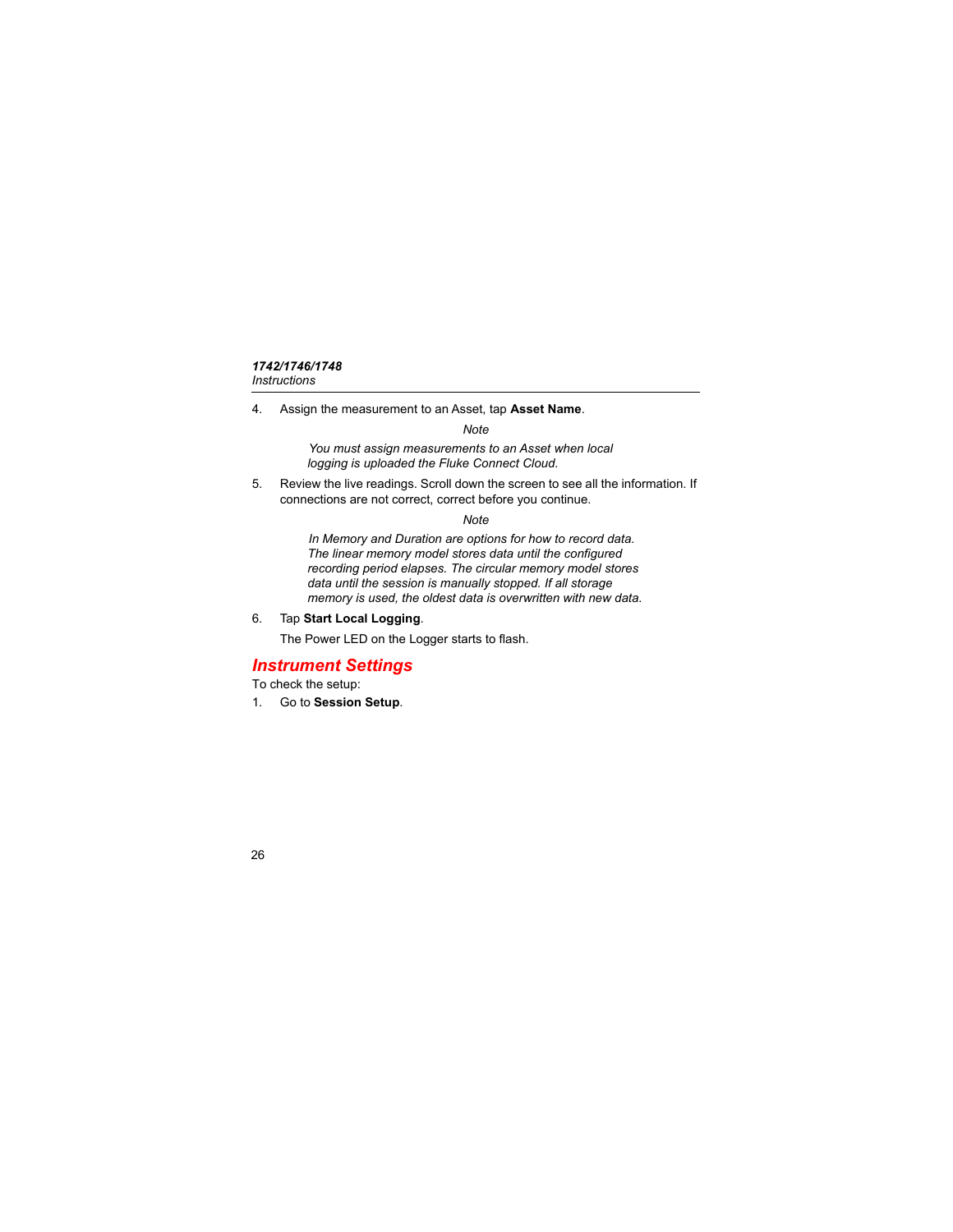4. Assign the measurement to an Asset, tap **Asset Name**.

   *Note*

   *You must assign measurements to an Asset when local logging is uploaded the Fluke Connect Cloud.*

5. Review the live readings. Scroll down the screen to see all the information. If connections are not correct, correct before you continue.

   *Note*

   *In Memory and Duration are options for how to record data. The linear memory model stores data until the configured recording period elapses. The circular memory model stores data until the session is manually stopped. If all storage memory is used, the oldest data is overwritten with new data.*

6. Tap **Start Local Logging**.

   The Power LED on the Logger starts to flash.

## Instrument Settings

To check the setup:

1. Go to **Session Setup**.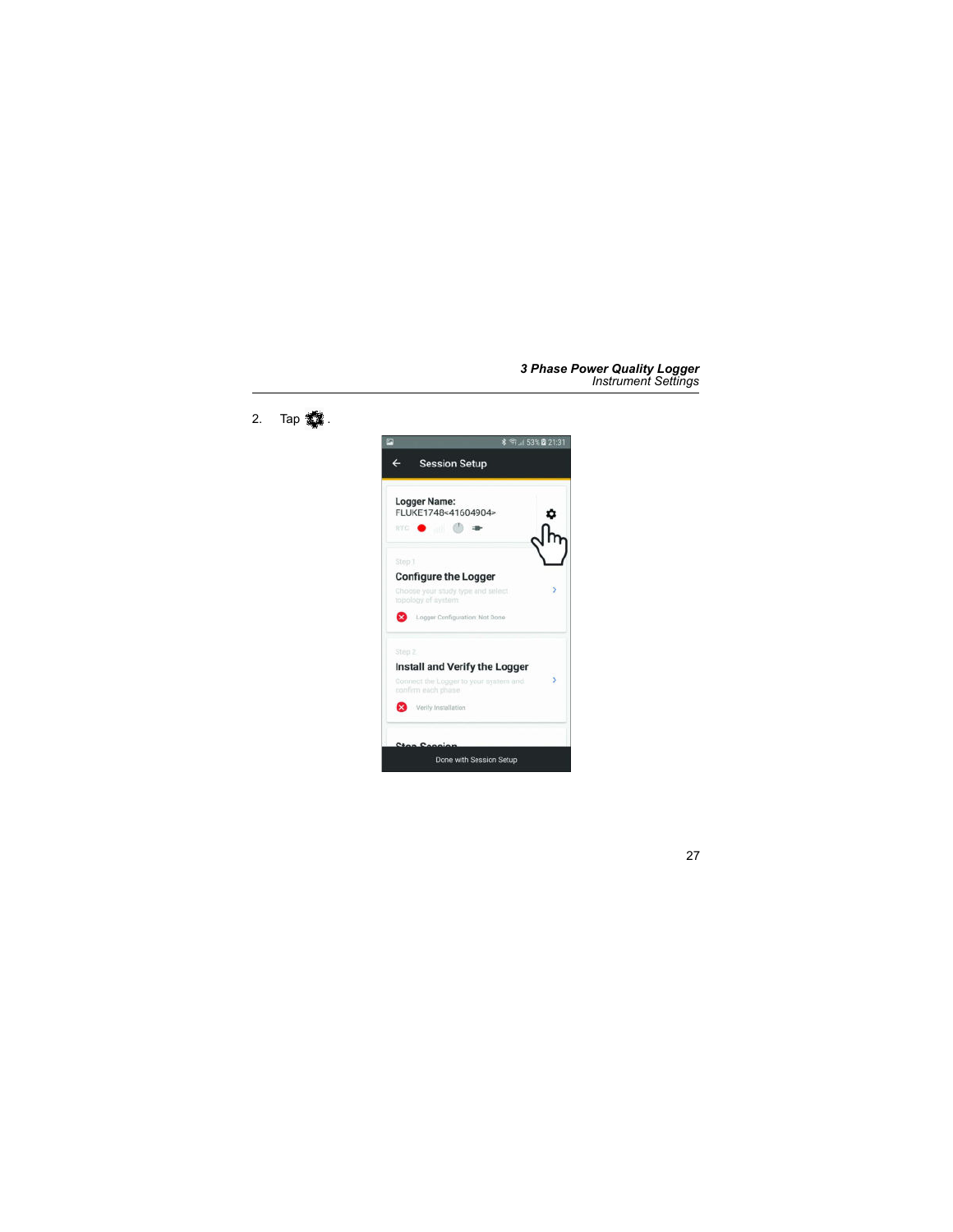2. Tap ⚙.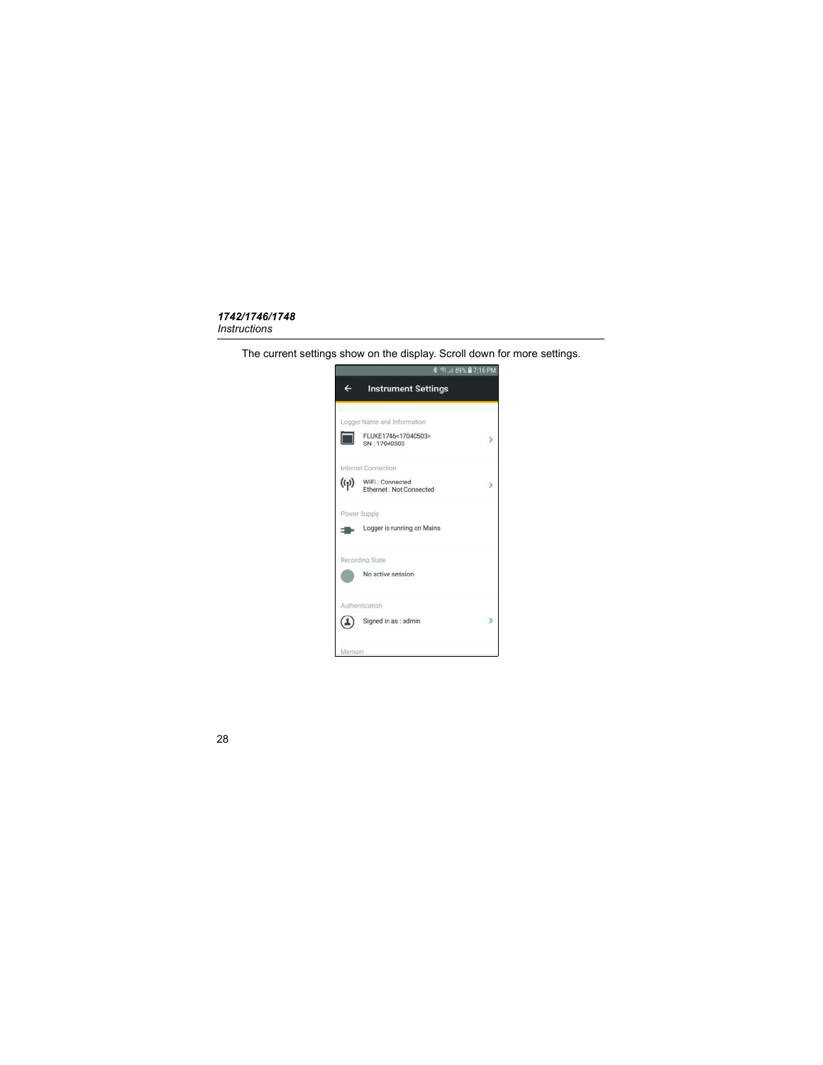The current settings show on the display. Scroll down for more settings.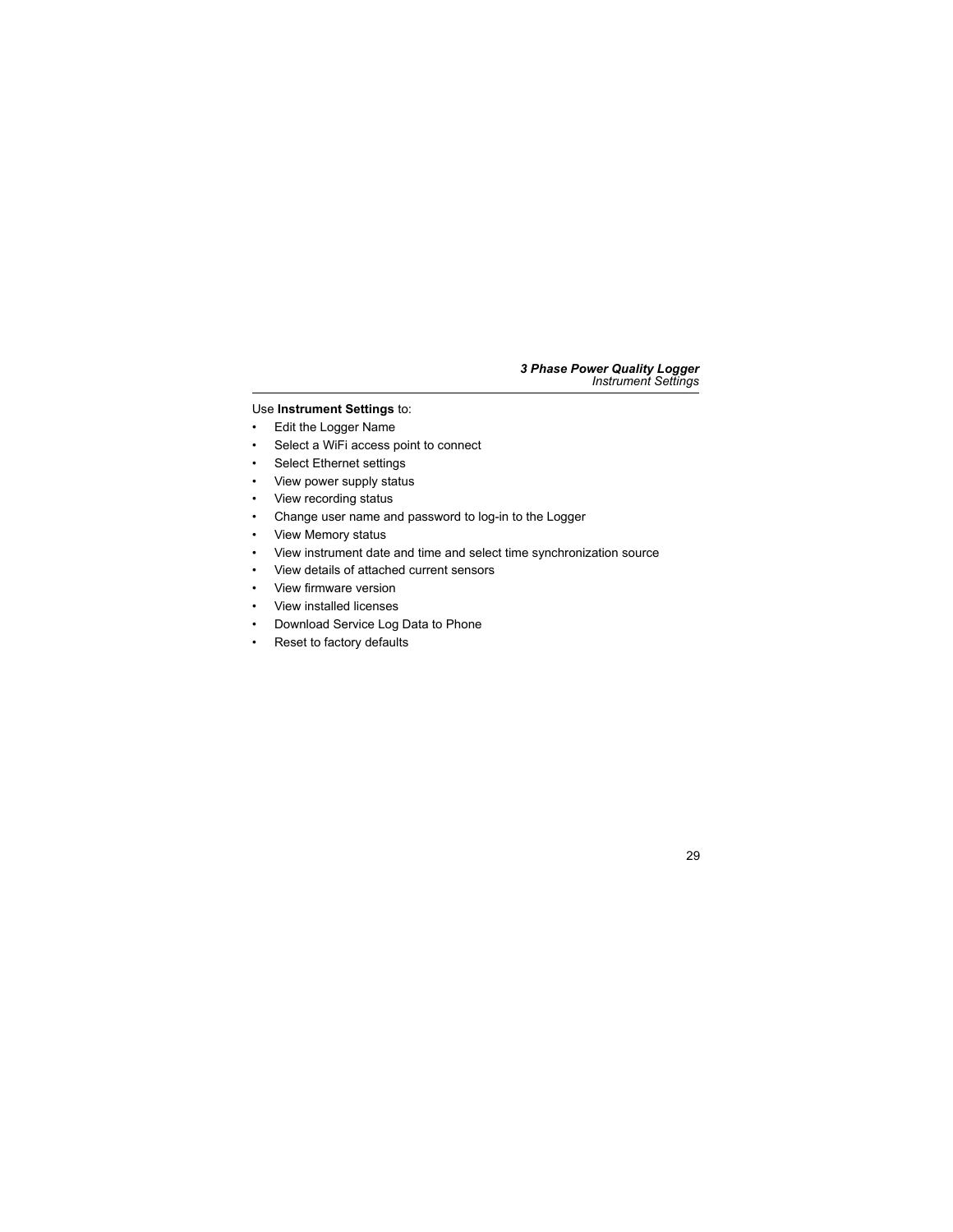Use **Instrument Settings** to:

- Edit the Logger Name
- Select a WiFi access point to connect
- Select Ethernet settings
- View power supply status
- View recording status
- Change user name and password to log-in to the Logger
- View Memory status
- View instrument date and time and select time synchronization source
- View details of attached current sensors
- View firmware version
- View installed licenses
- Download Service Log Data to Phone
- Reset to factory defaults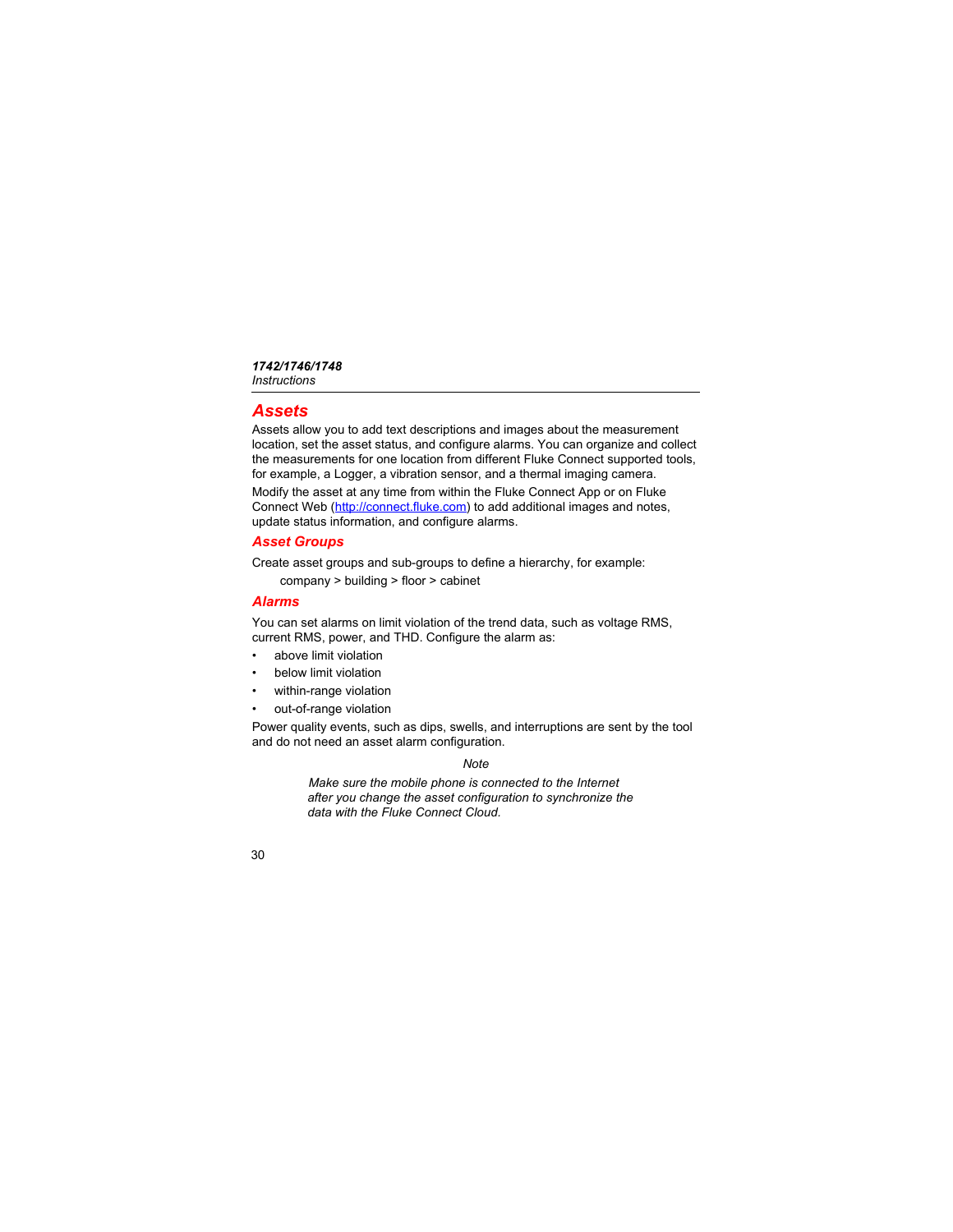## Assets

Assets allow you to add text descriptions and images about the measurement location, set the asset status, and configure alarms. You can organize and collect the measurements for one location from different Fluke Connect supported tools, for example, a Logger, a vibration sensor, and a thermal imaging camera.

Modify the asset at any time from within the Fluke Connect App or on Fluke Connect Web (http://connect.fluke.com) to add additional images and notes, update status information, and configure alarms.

### Asset Groups

Create asset groups and sub-groups to define a hierarchy, for example:

company > building > floor > cabinet

### Alarms

You can set alarms on limit violation of the trend data, such as voltage RMS, current RMS, power, and THD. Configure the alarm as:

- above limit violation
- below limit violation
- within-range violation
- out-of-range violation

Power quality events, such as dips, swells, and interruptions are sent by the tool and do not need an asset alarm configuration.

*Note*

*Make sure the mobile phone is connected to the Internet after you change the asset configuration to synchronize the data with the Fluke Connect Cloud.*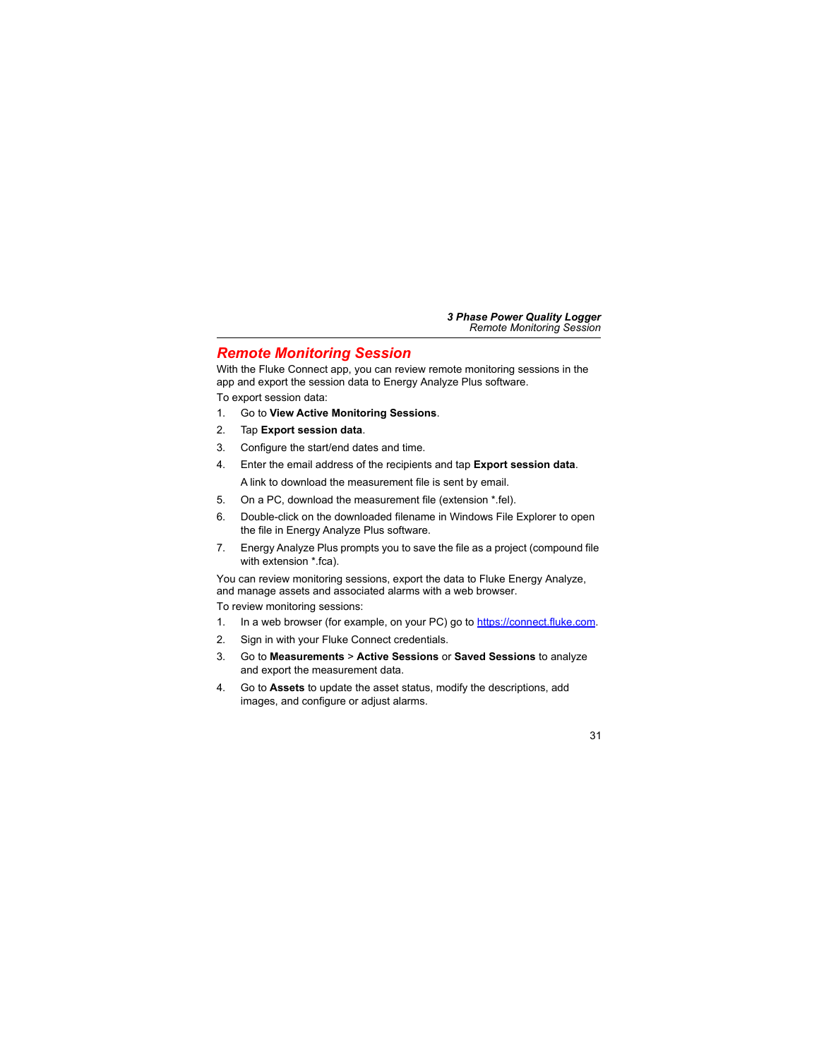## Remote Monitoring Session

With the Fluke Connect app, you can review remote monitoring sessions in the app and export the session data to Energy Analyze Plus software.

To export session data:

1. Go to **View Active Monitoring Sessions**.
2. Tap **Export session data**.
3. Configure the start/end dates and time.
4. Enter the email address of the recipients and tap **Export session data**.

   A link to download the measurement file is sent by email.
5. On a PC, download the measurement file (extension *.fel).
6. Double-click on the downloaded filename in Windows File Explorer to open the file in Energy Analyze Plus software.
7. Energy Analyze Plus prompts you to save the file as a project (compound file with extension *.fca).

You can review monitoring sessions, export the data to Fluke Energy Analyze, and manage assets and associated alarms with a web browser.

To review monitoring sessions:

1. In a web browser (for example, on your PC) go to [https://connect.fluke.com](https://connect.fluke.com).
2. Sign in with your Fluke Connect credentials.
3. Go to **Measurements** > **Active Sessions** or **Saved Sessions** to analyze and export the measurement data.
4. Go to **Assets** to update the asset status, modify the descriptions, add images, and configure or adjust alarms.